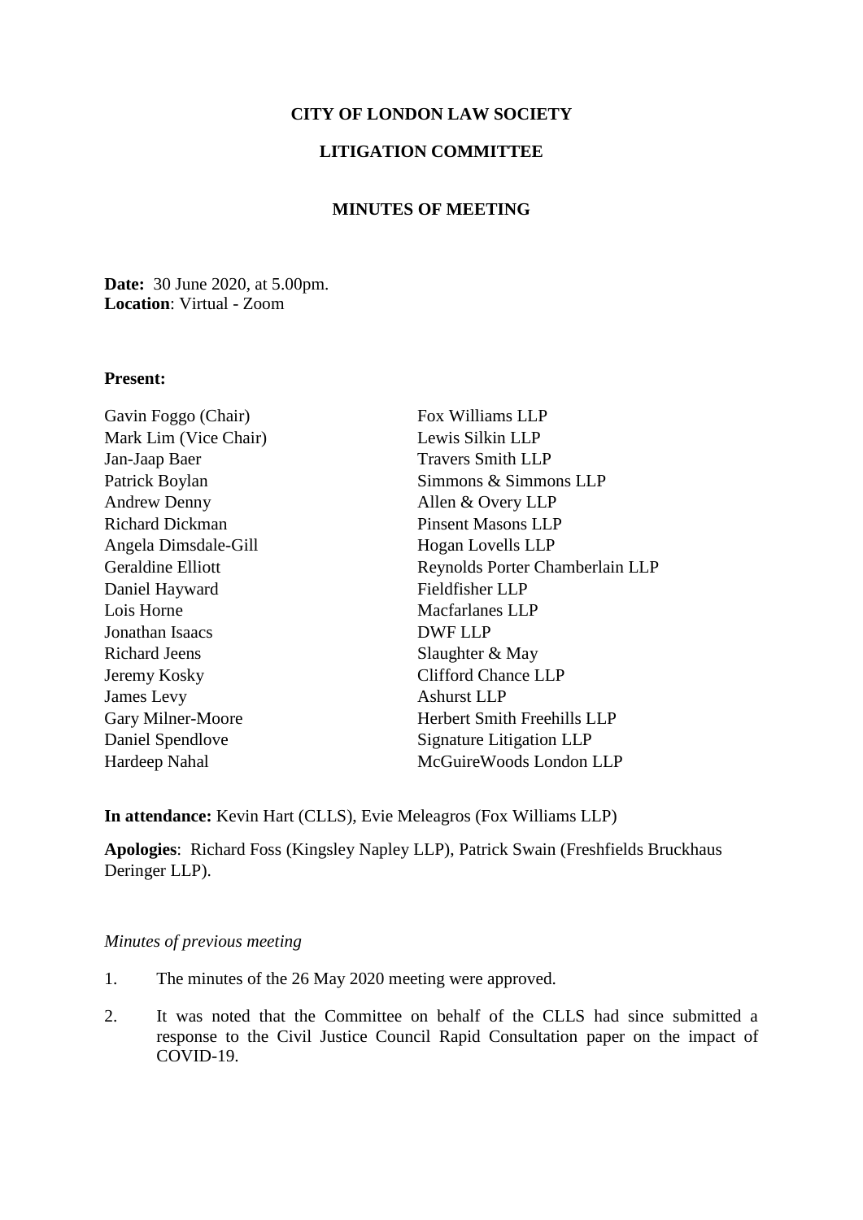**CITY OF LONDON LAW SOCIETY**

**LITIGATION COMMITTEE**

**MINUTES OF MEETING**

**Date:** 30 June 2020, at 5.00pm.
**Location**: Virtual - Zoom

**Present:**

| | |
|---|---|
| Gavin Foggo (Chair) | Fox Williams LLP |
| Mark Lim (Vice Chair) | Lewis Silkin LLP |
| Jan-Jaap Baer | Travers Smith LLP |
| Patrick Boylan | Simmons & Simmons LLP |
| Andrew Denny | Allen & Overy LLP |
| Richard Dickman | Pinsent Masons LLP |
| Angela Dimsdale-Gill | Hogan Lovells LLP |
| Geraldine Elliott | Reynolds Porter Chamberlain LLP |
| Daniel Hayward | Fieldfisher LLP |
| Lois Horne | Macfarlanes LLP |
| Jonathan Isaacs | DWF LLP |
| Richard Jeens | Slaughter & May |
| Jeremy Kosky | Clifford Chance LLP |
| James Levy | Ashurst LLP |
| Gary Milner-Moore | Herbert Smith Freehills LLP |
| Daniel Spendlove | Signature Litigation LLP |
| Hardeep Nahal | McGuireWoods London LLP |

**In attendance:** Kevin Hart (CLLS), Evie Meleagros (Fox Williams LLP)

**Apologies**: Richard Foss (Kingsley Napley LLP), Patrick Swain (Freshfields Bruckhaus Deringer LLP).

*Minutes of previous meeting*

1. The minutes of the 26 May 2020 meeting were approved.

2. It was noted that the Committee on behalf of the CLLS had since submitted a response to the Civil Justice Council Rapid Consultation paper on the impact of COVID-19.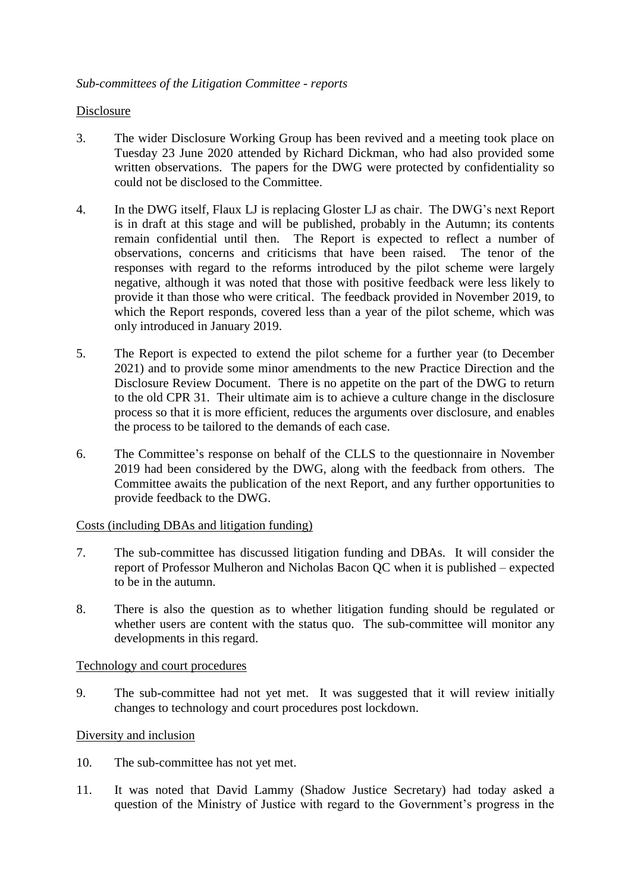*Sub-committees of the Litigation Committee - reports*

Disclosure

3. The wider Disclosure Working Group has been revived and a meeting took place on Tuesday 23 June 2020 attended by Richard Dickman, who had also provided some written observations. The papers for the DWG were protected by confidentiality so could not be disclosed to the Committee.

4. In the DWG itself, Flaux LJ is replacing Gloster LJ as chair. The DWG's next Report is in draft at this stage and will be published, probably in the Autumn; its contents remain confidential until then. The Report is expected to reflect a number of observations, concerns and criticisms that have been raised. The tenor of the responses with regard to the reforms introduced by the pilot scheme were largely negative, although it was noted that those with positive feedback were less likely to provide it than those who were critical. The feedback provided in November 2019, to which the Report responds, covered less than a year of the pilot scheme, which was only introduced in January 2019.

5. The Report is expected to extend the pilot scheme for a further year (to December 2021) and to provide some minor amendments to the new Practice Direction and the Disclosure Review Document. There is no appetite on the part of the DWG to return to the old CPR 31. Their ultimate aim is to achieve a culture change in the disclosure process so that it is more efficient, reduces the arguments over disclosure, and enables the process to be tailored to the demands of each case.

6. The Committee's response on behalf of the CLLS to the questionnaire in November 2019 had been considered by the DWG, along with the feedback from others. The Committee awaits the publication of the next Report, and any further opportunities to provide feedback to the DWG.

Costs (including DBAs and litigation funding)

7. The sub-committee has discussed litigation funding and DBAs. It will consider the report of Professor Mulheron and Nicholas Bacon QC when it is published – expected to be in the autumn.

8. There is also the question as to whether litigation funding should be regulated or whether users are content with the status quo. The sub-committee will monitor any developments in this regard.

Technology and court procedures

9. The sub-committee had not yet met. It was suggested that it will review initially changes to technology and court procedures post lockdown.

Diversity and inclusion

10. The sub-committee has not yet met.

11. It was noted that David Lammy (Shadow Justice Secretary) had today asked a question of the Ministry of Justice with regard to the Government's progress in the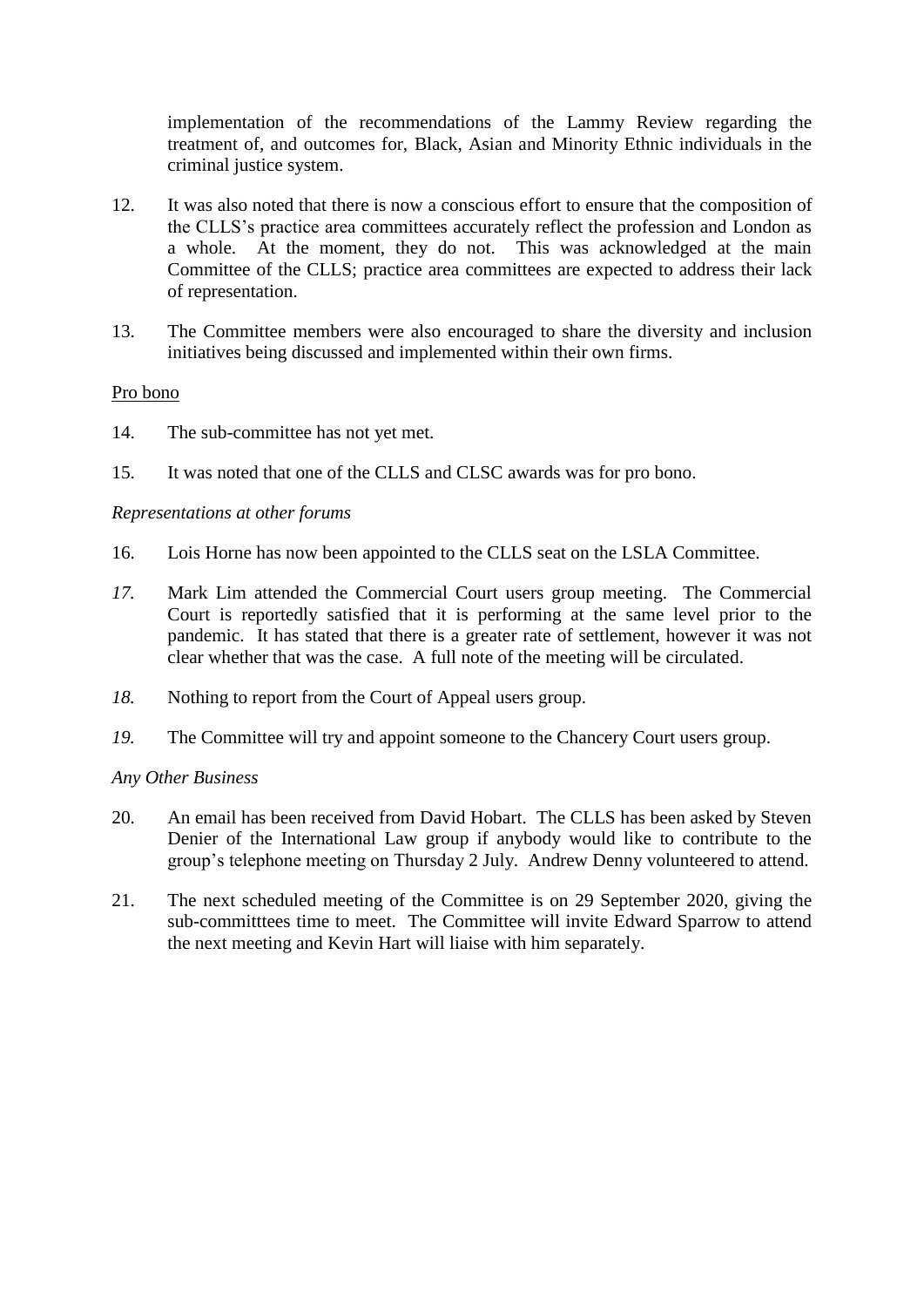implementation of the recommendations of the Lammy Review regarding the treatment of, and outcomes for, Black, Asian and Minority Ethnic individuals in the criminal justice system.

12. It was also noted that there is now a conscious effort to ensure that the composition of the CLLS's practice area committees accurately reflect the profession and London as a whole. At the moment, they do not. This was acknowledged at the main Committee of the CLLS; practice area committees are expected to address their lack of representation.

13. The Committee members were also encouraged to share the diversity and inclusion initiatives being discussed and implemented within their own firms.

Pro bono

14. The sub-committee has not yet met.

15. It was noted that one of the CLLS and CLSC awards was for pro bono.

*Representations at other forums*

16. Lois Horne has now been appointed to the CLLS seat on the LSLA Committee.

*17.* Mark Lim attended the Commercial Court users group meeting. The Commercial Court is reportedly satisfied that it is performing at the same level prior to the pandemic. It has stated that there is a greater rate of settlement, however it was not clear whether that was the case. A full note of the meeting will be circulated.

*18.* Nothing to report from the Court of Appeal users group.

*19.* The Committee will try and appoint someone to the Chancery Court users group.

*Any Other Business*

20. An email has been received from David Hobart. The CLLS has been asked by Steven Denier of the International Law group if anybody would like to contribute to the group's telephone meeting on Thursday 2 July. Andrew Denny volunteered to attend.

21. The next scheduled meeting of the Committee is on 29 September 2020, giving the sub-committtees time to meet. The Committee will invite Edward Sparrow to attend the next meeting and Kevin Hart will liaise with him separately.